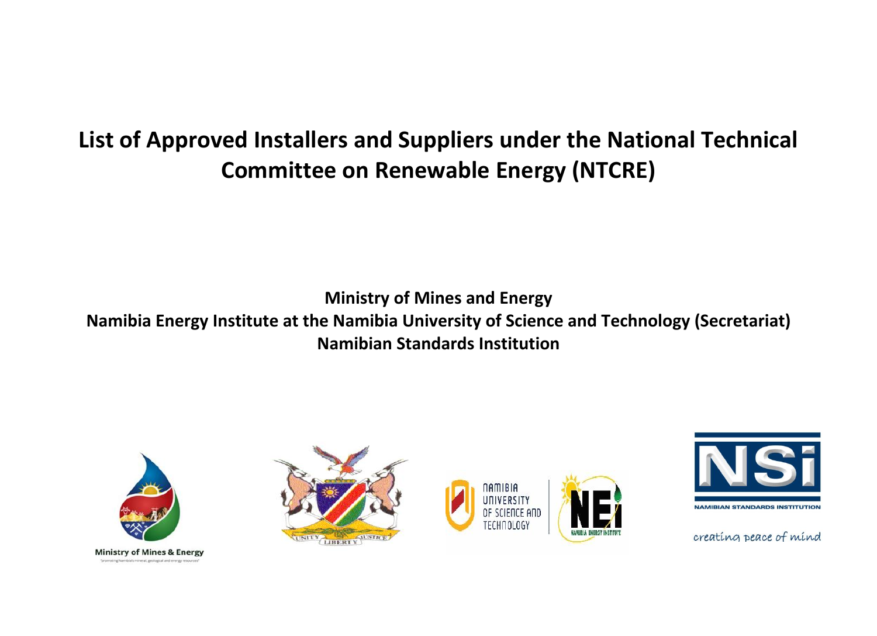# List of Approved Installers and Suppliers under the National Technical Committee on Renewable Energy (NTCRE)

**Ministry of Mines and Energy**
**Namibia Energy Institute at the Namibia University of Science and Technology (Secretariat)**
**Namibian Standards Institution**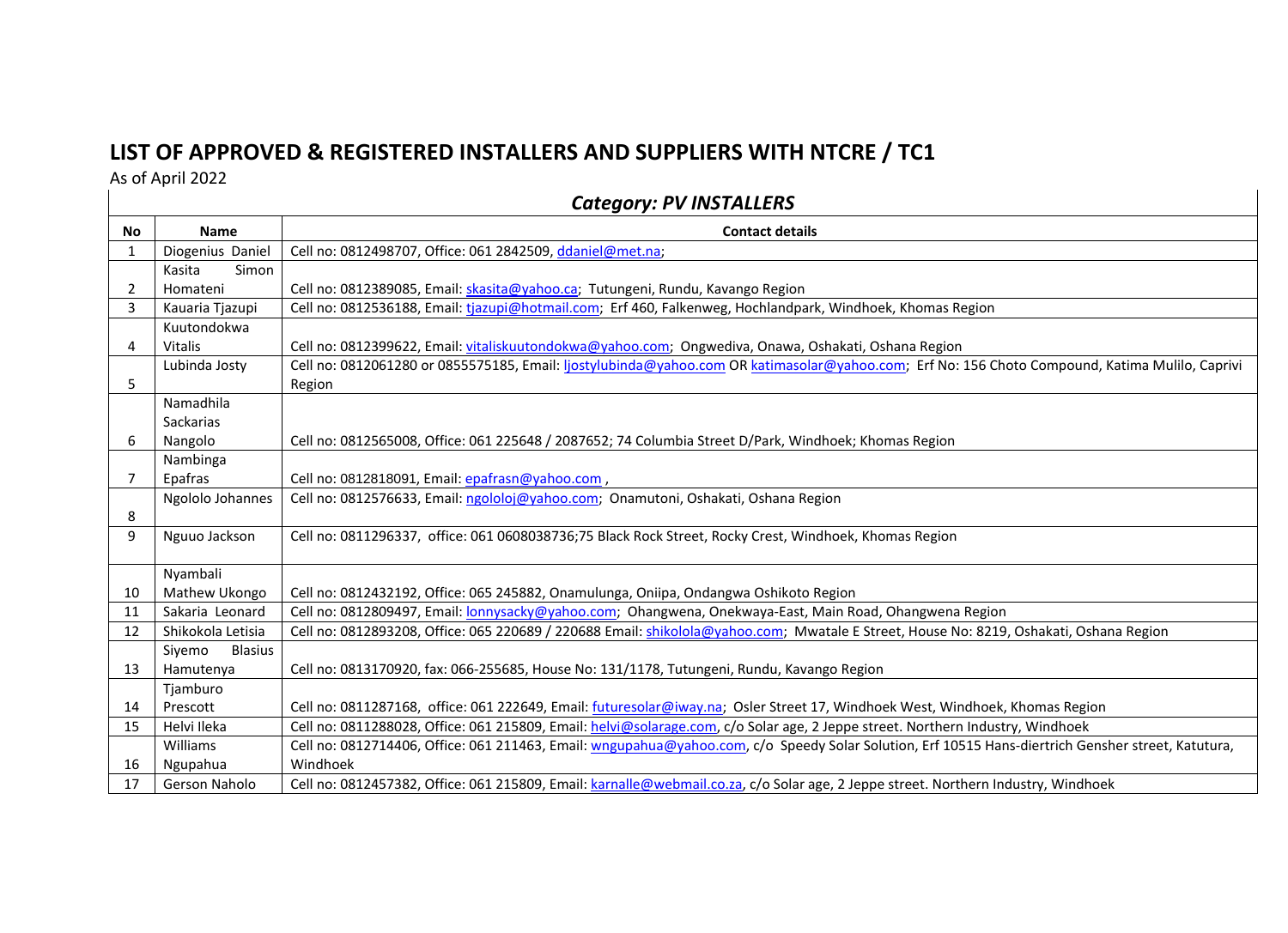# LIST OF APPROVED & REGISTERED INSTALLERS AND SUPPLIERS WITH NTCRE / TC1

As of April 2022

## *Category: PV INSTALLERS*

| No | Name | Contact details |
|---|---|---|
| 1 | Diogenius Daniel | Cell no: 0812498707, Office: 061 2842509, ddaniel@met.na; |
| 2 | Kasita Simon Homateni | Cell no: 0812389085, Email: skasita@yahoo.ca; Tutungeni, Rundu, Kavango Region |
| 3 | Kauaria Tjazupi | Cell no: 0812536188, Email: tjazupi@hotmail.com; Erf 460, Falkenweg, Hochlandpark, Windhoek, Khomas Region |
| 4 | Kuutondokwa Vitalis | Cell no: 0812399622, Email: vitaliskuutondokwa@yahoo.com; Ongwediva, Onawa, Oshakati, Oshana Region |
| 5 | Lubinda Josty | Cell no: 0812061280 or 0855575185, Email: ljostylubinda@yahoo.com OR katimasolar@yahoo.com; Erf No: 156 Choto Compound, Katima Mulilo, Caprivi Region |
| 6 | Namadhila Sackarias Nangolo | Cell no: 0812565008, Office: 061 225648 / 2087652; 74 Columbia Street D/Park, Windhoek; Khomas Region |
| 7 | Nambinga Epafras | Cell no: 0812818091, Email: epafrasn@yahoo.com , |
| 8 | Ngololo Johannes | Cell no: 0812576633, Email: ngololoj@yahoo.com; Onamutoni, Oshakati, Oshana Region |
| 9 | Nguuo Jackson | Cell no: 0811296337, office: 061 0608038736;75 Black Rock Street, Rocky Crest, Windhoek, Khomas Region |
| 10 | Nyambali Mathew Ukongo | Cell no: 0812432192, Office: 065 245882, Onamulunga, Oniipa, Ondangwa Oshikoto Region |
| 11 | Sakaria Leonard | Cell no: 0812809497, Email: lonnysacky@yahoo.com; Ohangwena, Onekwaya-East, Main Road, Ohangwena Region |
| 12 | Shikokola Letisia | Cell no: 0812893208, Office: 065 220689 / 220688 Email: shikolola@yahoo.com; Mwatale E Street, House No: 8219, Oshakati, Oshana Region |
| 13 | Siyemo Blasius Hamutenya | Cell no: 0813170920, fax: 066-255685, House No: 131/1178, Tutungeni, Rundu, Kavango Region |
| 14 | Tjamburo Prescott | Cell no: 0811287168, office: 061 222649, Email: futuresolar@iway.na; Osler Street 17, Windhoek West, Windhoek, Khomas Region |
| 15 | Helvi Ileka | Cell no: 0811288028, Office: 061 215809, Email: helvi@solarage.com, c/o Solar age, 2 Jeppe street. Northern Industry, Windhoek |
| 16 | Williams Ngupahua | Cell no: 0812714406, Office: 061 211463, Email: wngupahua@yahoo.com, c/o Speedy Solar Solution, Erf 10515 Hans-diertrich Gensher street, Katutura, Windhoek |
| 17 | Gerson Naholo | Cell no: 0812457382, Office: 061 215809, Email: karnalle@webmail.co.za, c/o Solar age, 2 Jeppe street. Northern Industry, Windhoek |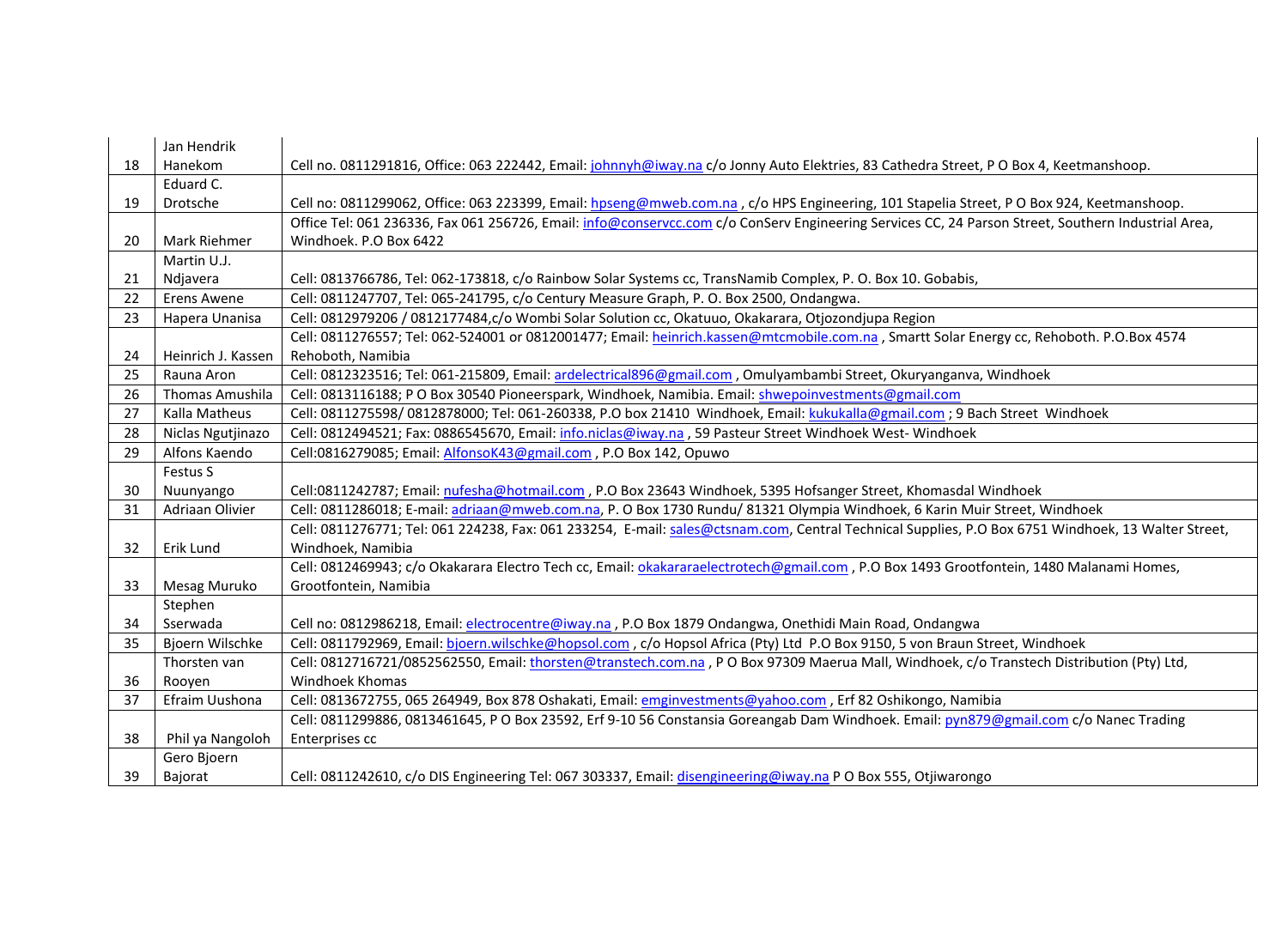| | | |
|---|---|---|
| 18 | Jan Hendrik Hanekom | Cell no. 0811291816, Office: 063 222442, Email: johnnyh@iway.na c/o Jonny Auto Elektries, 83 Cathedra Street, P O Box 4, Keetmanshoop. |
| 19 | Eduard C. Drotsche | Cell no: 0811299062, Office: 063 223399, Email: hpseng@mweb.com.na , c/o HPS Engineering, 101 Stapelia Street, P O Box 924, Keetmanshoop. |
| 20 | Mark Riehmer | Office Tel: 061 236336, Fax 061 256726, Email: info@conservcc.com c/o ConServ Engineering Services CC, 24 Parson Street, Southern Industrial Area, Windhoek. P.O Box 6422 |
| 21 | Martin U.J. Ndjavera | Cell: 0813766786, Tel: 062-173818, c/o Rainbow Solar Systems cc, TransNamib Complex, P. O. Box 10. Gobabis, |
| 22 | Erens Awene | Cell: 0811247707, Tel: 065-241795, c/o Century Measure Graph, P. O. Box 2500, Ondangwa. |
| 23 | Hapera Unanisa | Cell: 0812979206 / 0812177484,c/o Wombi Solar Solution cc, Okatuuo, Okakarara, Otjozondjupa Region |
| 24 | Heinrich J. Kassen | Cell: 0811276557; Tel: 062-524001 or 0812001477; Email: heinrich.kassen@mtcmobile.com.na , Smartt Solar Energy cc, Rehoboth. P.O.Box 4574 Rehoboth, Namibia |
| 25 | Rauna Aron | Cell: 0812323516; Tel: 061-215809, Email: ardelectrical896@gmail.com , Omulyambambi Street, Okuryanganva, Windhoek |
| 26 | Thomas Amushila | Cell: 0813116188; P O Box 30540 Pioneerspark, Windhoek, Namibia. Email: shwepoinvestments@gmail.com |
| 27 | Kalla Matheus | Cell: 0811275598/ 0812878000; Tel: 061-260338, P.O box 21410 Windhoek, Email: kukukalla@gmail.com ; 9 Bach Street Windhoek |
| 28 | Niclas Ngutjinazo | Cell: 0812494521; Fax: 0886545670, Email: info.niclas@iway.na , 59 Pasteur Street Windhoek West- Windhoek |
| 29 | Alfons Kaendo | Cell:0816279085; Email: AlfonsoK43@gmail.com , P.O Box 142, Opuwo |
| 30 | Festus S Nuunyango | Cell:0811242787; Email: nufesha@hotmail.com , P.O Box 23643 Windhoek, 5395 Hofsanger Street, Khomasdal Windhoek |
| 31 | Adriaan Olivier | Cell: 0811286018; E-mail: adriaan@mweb.com.na, P. O Box 1730 Rundu/ 81321 Olympia Windhoek, 6 Karin Muir Street, Windhoek |
| 32 | Erik Lund | Cell: 0811276771; Tel: 061 224238, Fax: 061 233254, E-mail: sales@ctsnam.com, Central Technical Supplies, P.O Box 6751 Windhoek, 13 Walter Street, Windhoek, Namibia |
| 33 | Mesag Muruko | Cell: 0812469943; c/o Okakarara Electro Tech cc, Email: okakararaelectrotech@gmail.com , P.O Box 1493 Grootfontein, 1480 Malanami Homes, Grootfontein, Namibia |
| 34 | Stephen Sserwada | Cell no: 0812986218, Email: electrocentre@iway.na , P.O Box 1879 Ondangwa, Onethidi Main Road, Ondangwa |
| 35 | Bjoern Wilschke | Cell: 0811792969, Email: bjoern.wilschke@hopsol.com , c/o Hopsol Africa (Pty) Ltd P.O Box 9150, 5 von Braun Street, Windhoek |
| 36 | Thorsten van Rooyen | Cell: 0812716721/0852562550, Email: thorsten@transtech.com.na , P O Box 97309 Maerua Mall, Windhoek, c/o Transtech Distribution (Pty) Ltd, Windhoek Khomas |
| 37 | Efraim Uushona | Cell: 0813672755, 065 264949, Box 878 Oshakati, Email: emginvestments@yahoo.com , Erf 82 Oshikongo, Namibia |
| 38 | Phil ya Nangoloh | Cell: 0811299886, 0813461645, P O Box 23592, Erf 9-10 56 Constansia Goreangab Dam Windhoek. Email: pyn879@gmail.com c/o Nanec Trading Enterprises cc |
| 39 | Gero Bjoern Bajorat | Cell: 0811242610, c/o DIS Engineering Tel: 067 303337, Email: disengineering@iway.na P O Box 555, Otjiwarongo |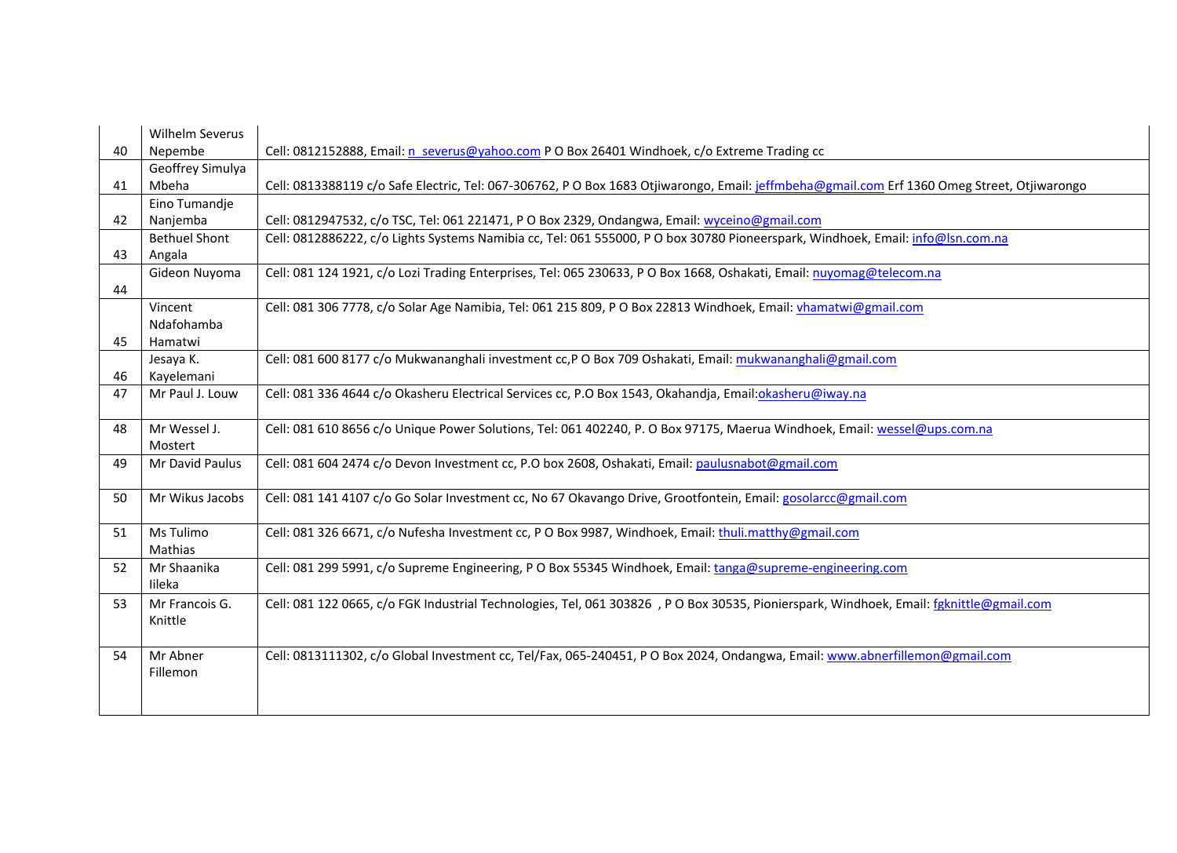| | | |
|---|---|---|
| 40 | Wilhelm Severus Nepembe | Cell: 0812152888, Email: n_severus@yahoo.com P O Box 26401 Windhoek, c/o Extreme Trading cc |
| 41 | Geoffrey Simulya Mbeha | Cell: 0813388119 c/o Safe Electric, Tel: 067-306762, P O Box 1683 Otjiwarongo, Email: jeffmbeha@gmail.com Erf 1360 Omeg Street, Otjiwarongo |
| 42 | Eino Tumandjie Nanjemba | Cell: 0812947532, c/o TSC, Tel: 061 221471, P O Box 2329, Ondangwa, Email: wyceino@gmail.com |
| 43 | Bethuel Shont Angala | Cell: 0812886222, c/o Lights Systems Namibia cc, Tel: 061 555000, P O box 30780 Pioneerspark, Windhoek, Email: info@lsn.com.na |
| 44 | Gideon Nuyoma | Cell: 081 124 1921, c/o Lozi Trading Enterprises, Tel: 065 230633, P O Box 1668, Oshakati, Email: nuyomag@telecom.na |
| 45 | Vincent Ndafohamba Hamatwi | Cell: 081 306 7778, c/o Solar Age Namibia, Tel: 061 215 809, P O Box 22813 Windhoek, Email: vhamatwi@gmail.com |
| 46 | Jesaya K. Kayelemani | Cell: 081 600 8177 c/o Mukwananghali investment cc,P O Box 709 Oshakati, Email: mukwananghali@gmail.com |
| 47 | Mr Paul J. Louw | Cell: 081 336 4644 c/o Okasheru Electrical Services cc, P.O Box 1543, Okahandja, Email:okasheru@iway.na |
| 48 | Mr Wessel J. Mostert | Cell: 081 610 8656 c/o Unique Power Solutions, Tel: 061 402240, P. O Box 97175, Maerua Windhoek, Email: wessel@ups.com.na |
| 49 | Mr David Paulus | Cell: 081 604 2474 c/o Devon Investment cc, P.O box 2608, Oshakati, Email: paulusnabot@gmail.com |
| 50 | Mr Wikus Jacobs | Cell: 081 141 4107 c/o Go Solar Investment cc, No 67 Okavango Drive, Grootfontein, Email: gosolarcc@gmail.com |
| 51 | Ms Tulimo Mathias | Cell: 081 326 6671, c/o Nufesha Investment cc, P O Box 9987, Windhoek, Email: thuli.matthy@gmail.com |
| 52 | Mr Shaanika Iileka | Cell: 081 299 5991, c/o Supreme Engineering, P O Box 55345 Windhoek, Email: tanga@supreme-engineering.com |
| 53 | Mr Francois G. Knittle | Cell: 081 122 0665, c/o FGK Industrial Technologies, Tel, 061 303826 , P O Box 30535, Pionierspark, Windhoek, Email: fgknittle@gmail.com |
| 54 | Mr Abner Fillemon | Cell: 0813111302, c/o Global Investment cc, Tel/Fax, 065-240451, P O Box 2024, Ondangwa, Email: www.abnerfillemon@gmail.com |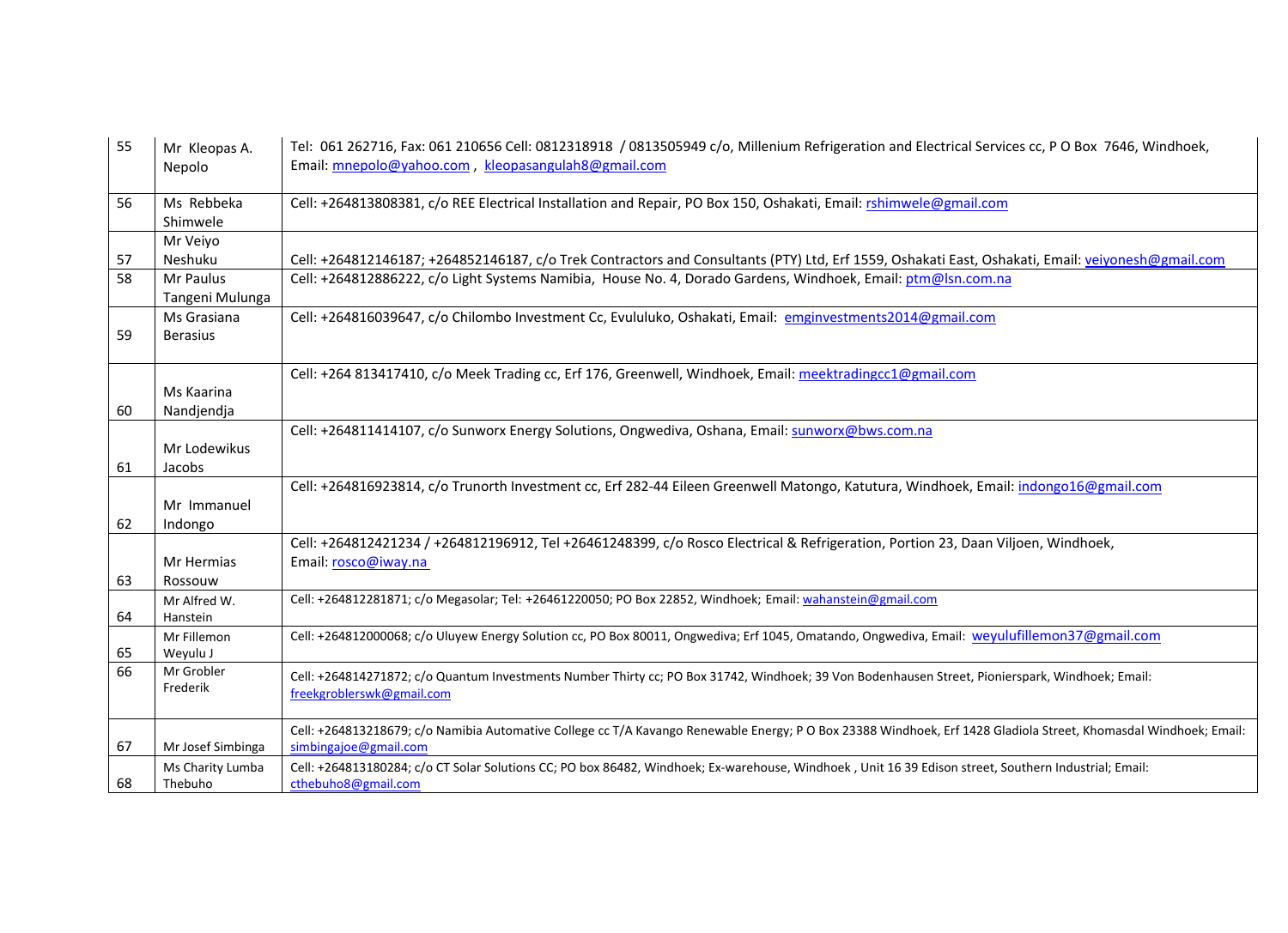| | | |
|---|---|---|
| 55 | Mr Kleopas A. Nepolo | Tel: 061 262716, Fax: 061 210656 Cell: 0812318918 / 0813505949 c/o, Millenium Refrigeration and Electrical Services cc, P O Box 7646, Windhoek, Email: mnepolo@yahoo.com , kleopasangulah8@gmail.com |
| 56 | Ms Rebbeka Shimwele | Cell: +264813808381, c/o REE Electrical Installation and Repair, PO Box 150, Oshakati, Email: rshimwele@gmail.com |
| 57 | Mr Veiyo Neshuku | Cell: +264812146187; +264852146187, c/o Trek Contractors and Consultants (PTY) Ltd, Erf 1559, Oshakati East, Oshakati, Email: veiyonesh@gmail.com |
| 58 | Mr Paulus Tangeni Mulunga | Cell: +264812886222, c/o Light Systems Namibia, House No. 4, Dorado Gardens, Windhoek, Email: ptm@lsn.com.na |
| 59 | Ms Grasiana Berasius | Cell: +264816039647, c/o Chilombo Investment Cc, Evululuko, Oshakati, Email: emginvestments2014@gmail.com |
| 60 | Ms Kaarina Nandjendja | Cell: +264 813417410, c/o Meek Trading cc, Erf 176, Greenwell, Windhoek, Email: meektradingcc1@gmail.com |
| 61 | Mr Lodewikus Jacobs | Cell: +264811414107, c/o Sunworx Energy Solutions, Ongwediva, Oshana, Email: sunworx@bws.com.na |
| 62 | Mr Immanuel Indongo | Cell: +264816923814, c/o Trunorth Investment cc, Erf 282-44 Eileen Greenwell Matongo, Katutura, Windhoek, Email: indongo16@gmail.com |
| 63 | Mr Hermias Rossouw | Cell: +264812421234 / +264812196912, Tel +26461248399, c/o Rosco Electrical & Refrigeration, Portion 23, Daan Viljoen, Windhoek, Email: rosco@iway.na |
| 64 | Mr Alfred W. Hanstein | Cell: +264812281871; c/o Megasolar; Tel: +26461220050; PO Box 22852, Windhoek; Email: wahanstein@gmail.com |
| 65 | Mr Fillemon Weyulu J | Cell: +264812000068; c/o Uluyew Energy Solution cc, PO Box 80011, Ongwediva; Erf 1045, Omatando, Ongwediva, Email: weyulufillemon37@gmail.com |
| 66 | Mr Grobler Frederik | Cell: +264814271872; c/o Quantum Investments Number Thirty cc; PO Box 31742, Windhoek; 39 Von Bodenhausen Street, Pionierspark, Windhoek; Email: freekgroblerswk@gmail.com |
| 67 | Mr Josef Simbinga | Cell: +264813218679; c/o Namibia Automative College cc T/A Kavango Renewable Energy; P O Box 23388 Windhoek, Erf 1428 Gladiola Street, Khomasdal Windhoek; Email: simbingajoe@gmail.com |
| 68 | Ms Charity Lumba Thebuho | Cell: +264813180284; c/o CT Solar Solutions CC; PO box 86482, Windhoek; Ex-warehouse, Windhoek , Unit 16 39 Edison street, Southern Industrial; Email: cthebuho8@gmail.com |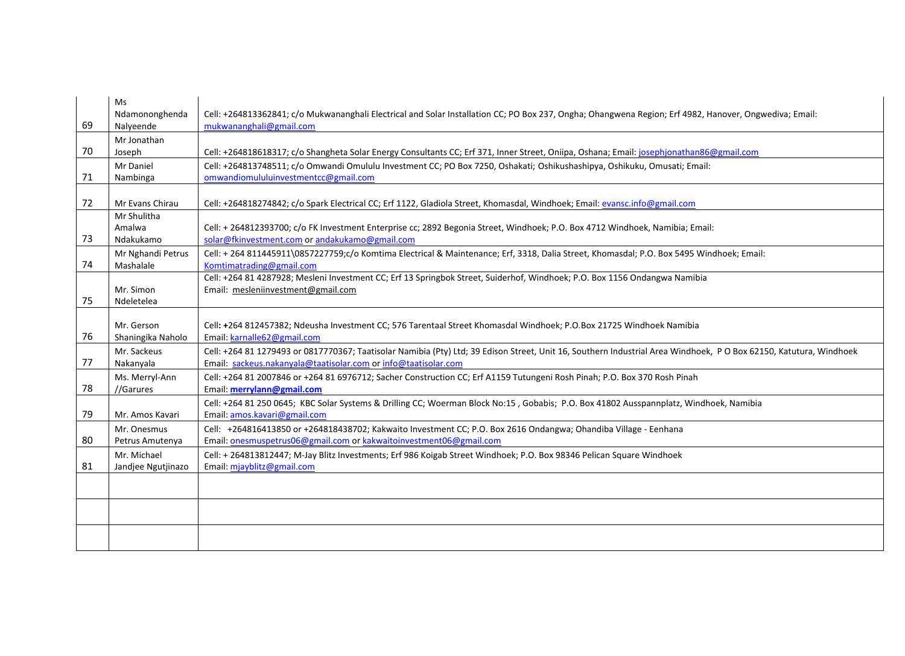| | | |
|---|---|---|
| 69 | Ms Ndamononghenda Nalyeende | Cell: +264813362841; c/o Mukwananghali Electrical and Solar Installation CC; PO Box 237, Ongha; Ohangwena Region; Erf 4982, Hanover, Ongwediva; Email: mukwananghali@gmail.com |
| 70 | Mr Jonathan Joseph | Cell: +264818618317; c/o Shangheta Solar Energy Consultants CC; Erf 371, Inner Street, Oniipa, Oshana; Email: josephjonathan86@gmail.com |
| 71 | Mr Daniel Nambinga | Cell: +264813748511; c/o Omwandi Omululu Investment CC; PO Box 7250, Oshakati; Oshikushashipya, Oshikuku, Omusati; Email: omwandiomululuinvestmentcc@gmail.com |
| 72 | Mr Evans Chirau | Cell: +264818274842; c/o Spark Electrical CC; Erf 1122, Gladiola Street, Khomasdal, Windhoek; Email: evansc.info@gmail.com |
| 73 | Mr Shulitha Amalwa Ndakukamo | Cell: + 264812393700; c/o FK Investment Enterprise cc; 2892 Begonia Street, Windhoek; P.O. Box 4712 Windhoek, Namibia; Email: solar@fkinvestment.com or andakukamo@gmail.com |
| 74 | Mr Nghandi Petrus Mashalale | Cell: + 264 811445911\0857227759;c/o Komtima Electrical & Maintenance; Erf, 3318, Dalia Street, Khomasdal; P.O. Box 5495 Windhoek; Email: Komtimatrading@gmail.com |
| 75 | Mr. Simon Ndeletelea | Cell: +264 81 4287928; Mesleni Investment CC; Erf 13 Springbok Street, Suiderhof, Windhoek; P.O. Box 1156 Ondangwa Namibia Email: mesleniinvestment@gmail.com |
| 76 | Mr. Gerson Shaningika Naholo | Cell: +264 812457382; Ndeusha Investment CC; 576 Tarentaal Street Khomasdal Windhoek; P.O.Box 21725 Windhoek Namibia Email: karnalle62@gmail.com |
| 77 | Mr. Sackeus Nakanyala | Cell: +264 81 1279493 or 0817770367; Taatisolar Namibia (Pty) Ltd; 39 Edison Street, Unit 16, Southern Industrial Area Windhoek, P O Box 62150, Katutura, Windhoek Email: sackeus.nakanyala@taatisolar.com or info@taatisolar.com |
| 78 | Ms. Merryl-Ann //Garures | Cell: +264 81 2007846 or +264 81 6976712; Sacher Construction CC; Erf A1159 Tutungeni Rosh Pinah; P.O. Box 370 Rosh Pinah Email: **merrylann@gmail.com** |
| 79 | Mr. Amos Kavari | Cell: +264 81 250 0645; KBC Solar Systems & Drilling CC; Woerman Block No:15 , Gobabis; P.O. Box 41802 Ausspannplatz, Windhoek, Namibia Email: amos.kavari@gmail.com |
| 80 | Mr. Onesmus Petrus Amutenya | Cell: +264816413850 or +264818438702; Kakwaito Investment CC; P.O. Box 2616 Ondangwa; Ohandiba Village - Eenhana Email: onesmuspetrus06@gmail.com or kakwaitoinvestment06@gmail.com |
| 81 | Mr. Michael Jandjee Ngutjinazo | Cell: + 264813812447; M-Jay Blitz Investments; Erf 986 Koigab Street Windhoek; P.O. Box 98346 Pelican Square Windhoek Email: mjayblitz@gmail.com |
| | | |
| | | |
| | | |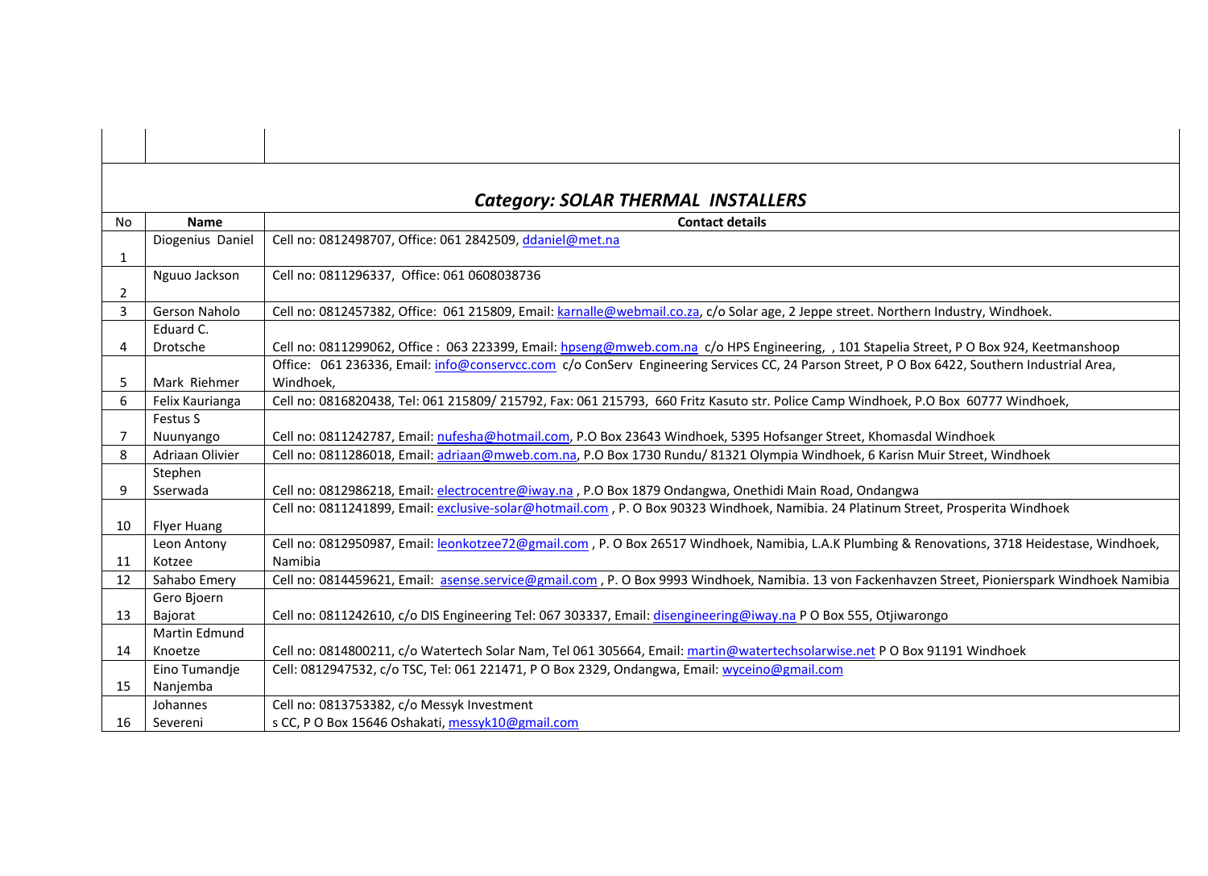## *Category: SOLAR THERMAL INSTALLERS*

| No | Name | Contact details |
|---|---|---|
| 1 | Diogenius Daniel | Cell no: 0812498707, Office: 061 2842509, ddaniel@met.na |
| 2 | Nguuo Jackson | Cell no: 0811296337, Office: 061 0608038736 |
| 3 | Gerson Naholo | Cell no: 0812457382, Office: 061 215809, Email: karnalle@webmail.co.za, c/o Solar age, 2 Jeppe street. Northern Industry, Windhoek. |
| 4 | Eduard C. Drotsche | Cell no: 0811299062, Office : 063 223399, Email: hpseng@mweb.com.na c/o HPS Engineering, , 101 Stapelia Street, P O Box 924, Keetmanshoop |
| 5 | Mark Riehmer | Office: 061 236336, Email: info@conservcc.com c/o ConServ Engineering Services CC, 24 Parson Street, P O Box 6422, Southern Industrial Area, Windhoek, |
| 6 | Felix Kaurianga | Cell no: 0816820438, Tel: 061 215809/ 215792, Fax: 061 215793, 660 Fritz Kasuto str. Police Camp Windhoek, P.O Box 60777 Windhoek, |
| 7 | Festus S Nuunyango | Cell no: 0811242787, Email: nufesha@hotmail.com, P.O Box 23643 Windhoek, 5395 Hofsanger Street, Khomasdal Windhoek |
| 8 | Adriaan Olivier | Cell no: 0811286018, Email: adriaan@mweb.com.na, P.O Box 1730 Rundu/ 81321 Olympia Windhoek, 6 Karisn Muir Street, Windhoek |
| 9 | Stephen Sserwada | Cell no: 0812986218, Email: electrocentre@iway.na , P.O Box 1879 Ondangwa, Onethidi Main Road, Ondangwa |
| 10 | Flyer Huang | Cell no: 0811241899, Email: exclusive-solar@hotmail.com , P. O Box 90323 Windhoek, Namibia. 24 Platinum Street, Prosperita Windhoek |
| 11 | Leon Antony Kotzee | Cell no: 0812950987, Email: leonkotzee72@gmail.com , P. O Box 26517 Windhoek, Namibia, L.A.K Plumbing & Renovations, 3718 Heidestase, Windhoek, Namibia |
| 12 | Sahabo Emery | Cell no: 0814459621, Email: asense.service@gmail.com , P. O Box 9993 Windhoek, Namibia. 13 von Fackenhavzen Street, Pionierspark Windhoek Namibia |
| 13 | Gero Bjoern Bajorat | Cell no: 0811242610, c/o DIS Engineering Tel: 067 303337, Email: disengineering@iway.na P O Box 555, Otjiwarongo |
| 14 | Martin Edmund Knoetze | Cell no: 0814800211, c/o Watertech Solar Nam, Tel 061 305664, Email: martin@watertechsolarwise.net P O Box 91191 Windhoek |
| 15 | Eino Tumandje Nanjemba | Cell: 0812947532, c/o TSC, Tel: 061 221471, P O Box 2329, Ondangwa, Email: wyceino@gmail.com |
| 16 | Johannes Severeni | Cell no: 0813753382, c/o Messyk Investment s CC, P O Box 15646 Oshakati, messyk10@gmail.com |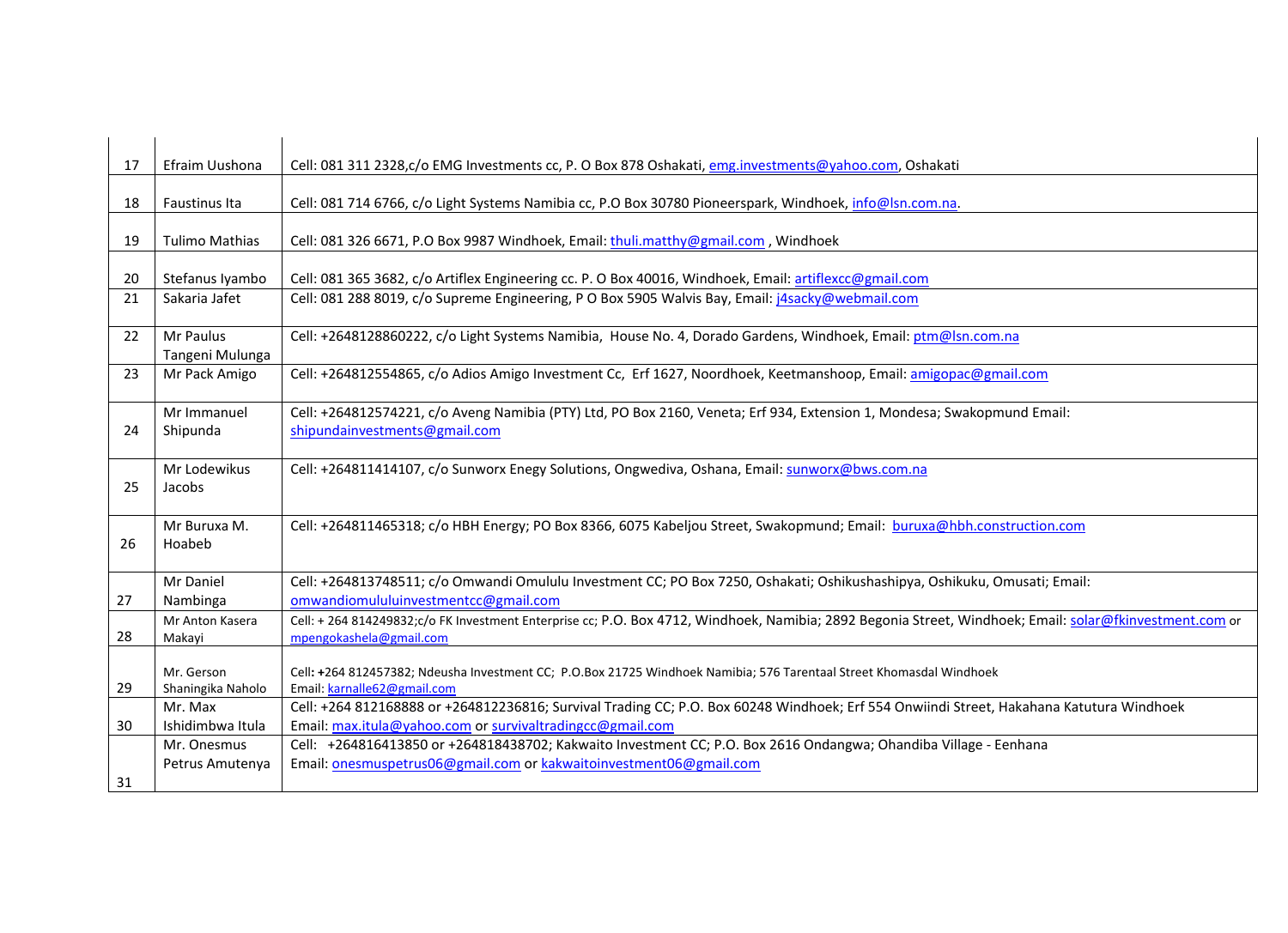| | | |
|---|---|---|
| 17 | Efraim Uushona | Cell: 081 311 2328,c/o EMG Investments cc, P. O Box 878 Oshakati, emg.investments@yahoo.com, Oshakati |
| 18 | Faustinus Ita | Cell: 081 714 6766, c/o Light Systems Namibia cc, P.O Box 30780 Pioneerspark, Windhoek, info@lsn.com.na. |
| 19 | Tulimo Mathias | Cell: 081 326 6671, P.O Box 9987 Windhoek, Email: thuli.matthy@gmail.com , Windhoek |
| 20 | Stefanus Iyambo | Cell: 081 365 3682, c/o Artiflex Engineering cc. P. O Box 40016, Windhoek, Email: artiflexcc@gmail.com |
| 21 | Sakaria Jafet | Cell: 081 288 8019, c/o Supreme Engineering, P O Box 5905 Walvis Bay, Email: j4sacky@webmail.com |
| 22 | Mr Paulus Tangeni Mulunga | Cell: +2648128860222, c/o Light Systems Namibia, House No. 4, Dorado Gardens, Windhoek, Email: ptm@lsn.com.na |
| 23 | Mr Pack Amigo | Cell: +264812554865, c/o Adios Amigo Investment Cc, Erf 1627, Noordhoek, Keetmanshoop, Email: amigopac@gmail.com |
| 24 | Mr Immanuel Shipunda | Cell: +264812574221, c/o Aveng Namibia (PTY) Ltd, PO Box 2160, Veneta; Erf 934, Extension 1, Mondesa; Swakopmund Email: shipundainvestments@gmail.com |
| 25 | Mr Lodewikus Jacobs | Cell: +264811414107, c/o Sunworx Enegy Solutions, Ongwediva, Oshana, Email: sunworx@bws.com.na |
| 26 | Mr Buruxa M. Hoabeb | Cell: +264811465318; c/o HBH Energy; PO Box 8366, 6075 Kabeljou Street, Swakopmund; Email: buruxa@hbh.construction.com |
| 27 | Mr Daniel Nambinga | Cell: +264813748511; c/o Omwandi Omululu Investment CC; PO Box 7250, Oshakati; Oshikushashipya, Oshikuku, Omusati; Email: omwandiomululuinvestmentcc@gmail.com |
| 28 | Mr Anton Kasera Makayi | Cell: + 264 814249832;c/o FK Investment Enterprise cc; P.O. Box 4712, Windhoek, Namibia; 2892 Begonia Street, Windhoek; Email: solar@fkinvestment.com or mpengokashela@gmail.com |
| 29 | Mr. Gerson Shaningika Naholo | Cell: +264 812457382; Ndeusha Investment CC; P.O.Box 21725 Windhoek Namibia; 576 Tarentaal Street Khomasdal Windhoek Email: karnalle62@gmail.com |
| 30 | Mr. Max Ishidimbwa Itula | Cell: +264 812168888 or +264812236816; Survival Trading CC; P.O. Box 60248 Windhoek; Erf 554 Onwiindi Street, Hakahana Katutura Windhoek Email: max.itula@yahoo.com or survivaltradingcc@gmail.com |
| 31 | Mr. Onesmus Petrus Amutenya | Cell: +264816413850 or +264818438702; Kakwaito Investment CC; P.O. Box 2616 Ondangwa; Ohandiba Village - Eenhana Email: onesmuspetrus06@gmail.com or kakwaitoinvestment06@gmail.com |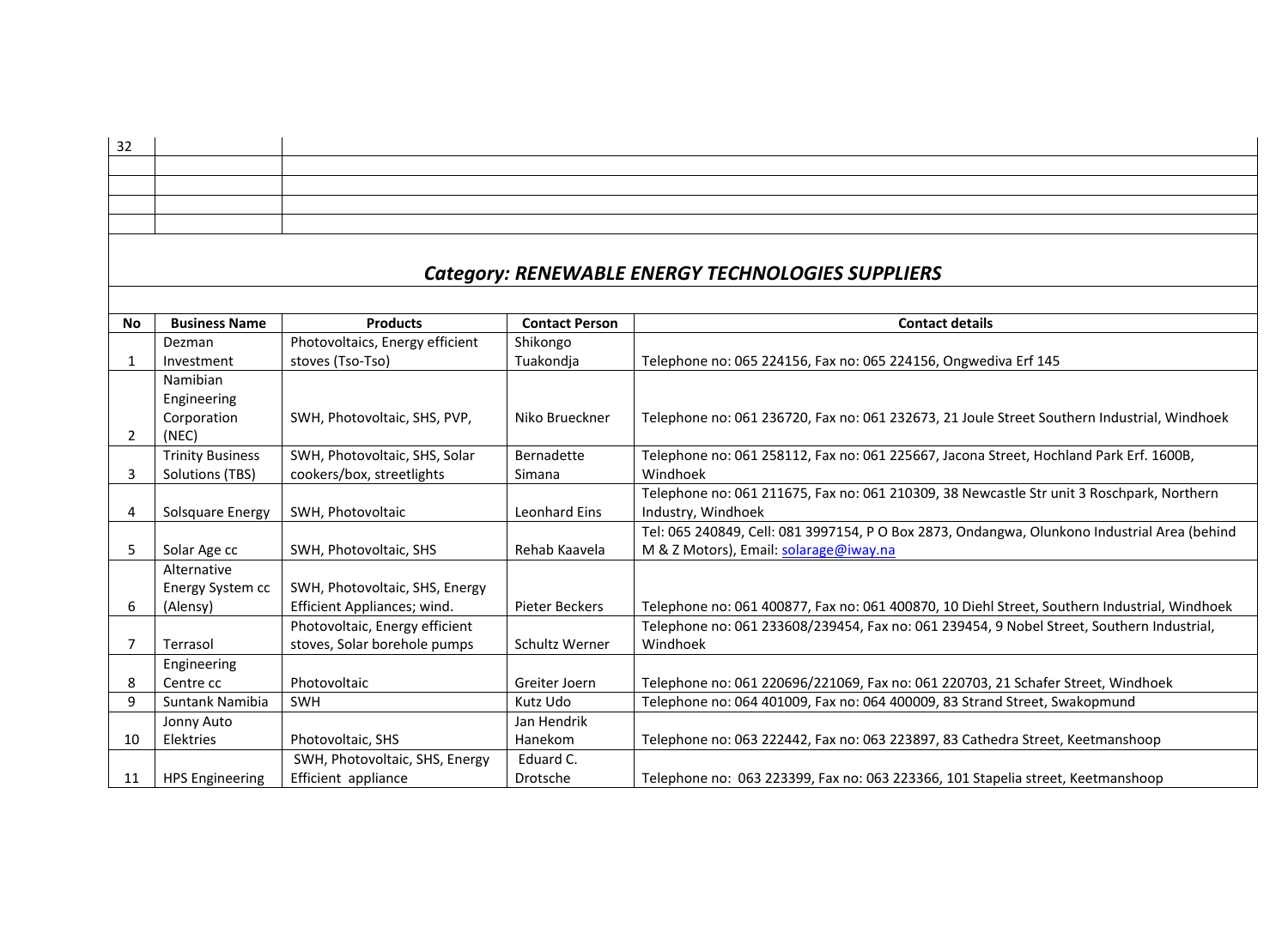| | | |
|---|---|---|
| 32 | | |
| | | |
| | | |
| | | |
| | | |

### *Category: RENEWABLE ENERGY TECHNOLOGIES SUPPLIERS*

| No | Business Name | Products | Contact Person | Contact details |
|---|---|---|---|---|
| 1 | Dezman Investment | Photovoltaics, Energy efficient stoves (Tso-Tso) | Shikongo Tuakondja | Telephone no: 065 224156, Fax no: 065 224156, Ongwediva Erf 145 |
| 2 | Namibian Engineering Corporation (NEC) | SWH, Photovoltaic, SHS, PVP, | Niko Brueckner | Telephone no: 061 236720, Fax no: 061 232673, 21 Joule Street Southern Industrial, Windhoek |
| 3 | Trinity Business Solutions (TBS) | SWH, Photovoltaic, SHS, Solar cookers/box, streetlights | Bernadette Simana | Telephone no: 061 258112, Fax no: 061 225667, Jacona Street, Hochland Park Erf. 1600B, Windhoek |
| 4 | Solsquare Energy | SWH, Photovoltaic | Leonhard Eins | Telephone no: 061 211675, Fax no: 061 210309, 38 Newcastle Str unit 3 Roschpark, Northern Industry, Windhoek |
| 5 | Solar Age cc | SWH, Photovoltaic, SHS | Rehab Kaavela | Tel: 065 240849, Cell: 081 3997154, P O Box 2873, Ondangwa, Olunkono Industrial Area (behind M & Z Motors), Email: solarage@iway.na |
| 6 | Alternative Energy System cc (Alensy) | SWH, Photovoltaic, SHS, Energy Efficient Appliances; wind. | Pieter Beckers | Telephone no: 061 400877, Fax no: 061 400870, 10 Diehl Street, Southern Industrial, Windhoek |
| 7 | Terrasol | Photovoltaic, Energy efficient stoves, Solar borehole pumps | Schultz Werner | Telephone no: 061 233608/239454, Fax no: 061 239454, 9 Nobel Street, Southern Industrial, Windhoek |
| 8 | Engineering Centre cc | Photovoltaic | Greiter Joern | Telephone no: 061 220696/221069, Fax no: 061 220703, 21 Schafer Street, Windhoek |
| 9 | Suntank Namibia | SWH | Kutz Udo | Telephone no: 064 401009, Fax no: 064 400009, 83 Strand Street, Swakopmund |
| 10 | Jonny Auto Elektries | Photovoltaic, SHS | Jan Hendrik Hanekom | Telephone no: 063 222442, Fax no: 063 223897, 83 Cathedra Street, Keetmanshoop |
| 11 | HPS Engineering | SWH, Photovoltaic, SHS, Energy Efficient appliance | Eduard C. Drotsche | Telephone no: 063 223399, Fax no: 063 223366, 101 Stapelia street, Keetmanshoop |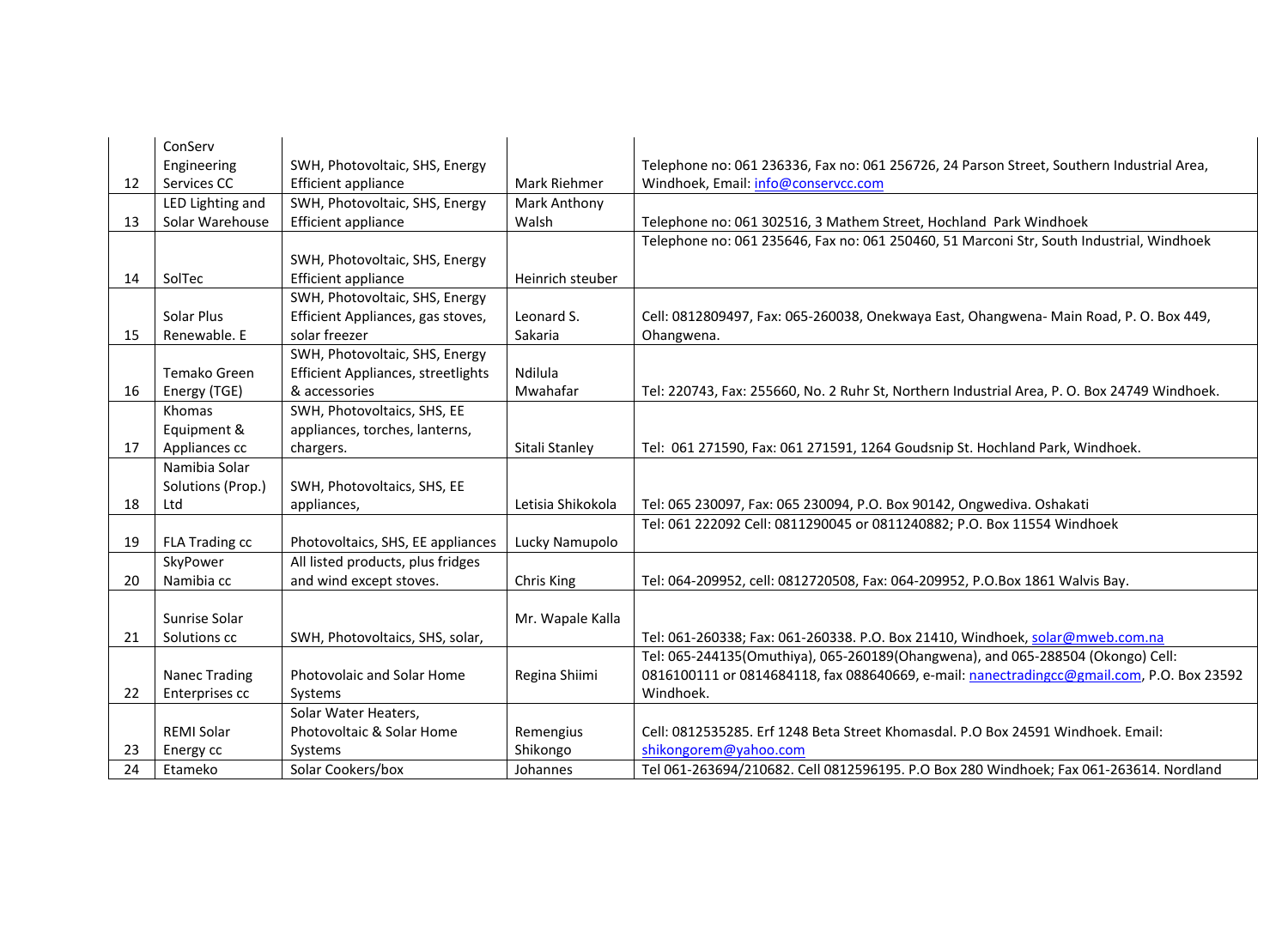| | | | | |
|---|---|---|---|---|
| 12 | ConServ Engineering Services CC | SWH, Photovoltaic, SHS, Energy Efficient appliance | Mark Riehmer | Telephone no: 061 236336, Fax no: 061 256726, 24 Parson Street, Southern Industrial Area, Windhoek, Email: info@conservcc.com |
| 13 | LED Lighting and Solar Warehouse | SWH, Photovoltaic, SHS, Energy Efficient appliance | Mark Anthony Walsh | Telephone no: 061 302516, 3 Mathem Street, Hochland Park Windhoek |
| 14 | SolTec | SWH, Photovoltaic, SHS, Energy Efficient appliance | Heinrich steuber | Telephone no: 061 235646, Fax no: 061 250460, 51 Marconi Str, South Industrial, Windhoek |
| 15 | Solar Plus Renewable. E | SWH, Photovoltaic, SHS, Energy Efficient Appliances, gas stoves, solar freezer | Leonard S. Sakaria | Cell: 0812809497, Fax: 065-260038, Onekwaya East, Ohangwena- Main Road, P. O. Box 449, Ohangwena. |
| 16 | Temako Green Energy (TGE) | SWH, Photovoltaic, SHS, Energy Efficient Appliances, streetlights & accessories | Ndilula Mwahafar | Tel: 220743, Fax: 255660, No. 2 Ruhr St, Northern Industrial Area, P. O. Box 24749 Windhoek. |
| 17 | Khomas Equipment & Appliances cc | SWH, Photovoltaics, SHS, EE appliances, torches, lanterns, chargers. | Sitali Stanley | Tel: 061 271590, Fax: 061 271591, 1264 Goudsnip St. Hochland Park, Windhoek. |
| 18 | Namibia Solar Solutions (Prop.) Ltd | SWH, Photovoltaics, SHS, EE appliances, | Letisia Shikokola | Tel: 065 230097, Fax: 065 230094, P.O. Box 90142, Ongwediva. Oshakati |
| 19 | FLA Trading cc | Photovoltaics, SHS, EE appliances | Lucky Namupolo | Tel: 061 222092 Cell: 0811290045 or 0811240882; P.O. Box 11554 Windhoek |
| 20 | SkyPower Namibia cc | All listed products, plus fridges and wind except stoves. | Chris King | Tel: 064-209952, cell: 0812720508, Fax: 064-209952, P.O.Box 1861 Walvis Bay. |
| 21 | Sunrise Solar Solutions cc | SWH, Photovoltaics, SHS, solar, | Mr. Wapale Kalla | Tel: 061-260338; Fax: 061-260338. P.O. Box 21410, Windhoek, solar@mweb.com.na |
| 22 | Nanec Trading Enterprises cc | Photovolaic and Solar Home Systems | Regina Shiimi | Tel: 065-244135(Omuthiya), 065-260189(Ohangwena), and 065-288504 (Okongo) Cell: 0816100111 or 0814684118, fax 088640669, e-mail: nanectradingcc@gmail.com, P.O. Box 23592 Windhoek. |
| 23 | REMI Solar Energy cc | Solar Water Heaters, Photovoltaic & Solar Home Systems | Remengius Shikongo | Cell: 0812535285. Erf 1248 Beta Street Khomasdal. P.O Box 24591 Windhoek. Email: shikongorem@yahoo.com |
| 24 | Etameko | Solar Cookers/box | Johannes | Tel 061-263694/210682. Cell 0812596195. P.O Box 280 Windhoek; Fax 061-263614. Nordland |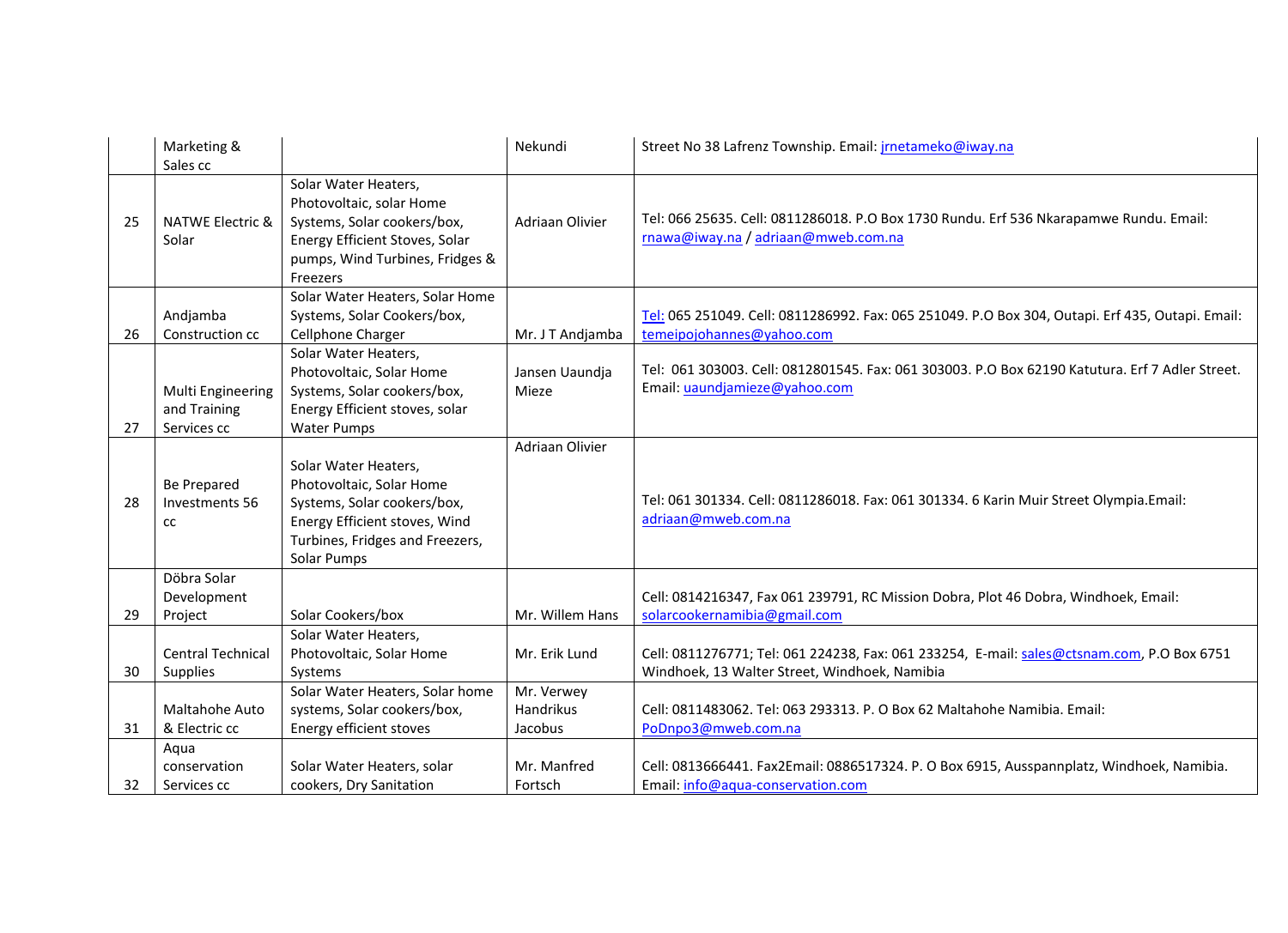| | | | | |
|---|---|---|---|---|
| | Marketing & Sales cc | | Nekundi | Street No 38 Lafrenz Township. Email: jrnetameko@iway.na |
| 25 | NATWE Electric & Solar | Solar Water Heaters, Photovoltaic, solar Home Systems, Solar cookers/box, Energy Efficient Stoves, Solar pumps, Wind Turbines, Fridges & Freezers | Adriaan Olivier | Tel: 066 25635. Cell: 0811286018. P.O Box 1730 Rundu. Erf 536 Nkarapamwe Rundu. Email: rnawa@iway.na / adriaan@mweb.com.na |
| 26 | Andjamba Construction cc | Solar Water Heaters, Solar Home Systems, Solar Cookers/box, Cellphone Charger | Mr. J T Andjamba | Tel: 065 251049. Cell: 0811286992. Fax: 065 251049. P.O Box 304, Outapi. Erf 435, Outapi. Email: temeipojohannes@yahoo.com |
| 27 | Multi Engineering and Training Services cc | Solar Water Heaters, Photovoltaic, Solar Home Systems, Solar cookers/box, Energy Efficient stoves, solar Water Pumps | Jansen Uaundja Mieze | Tel: 061 303003. Cell: 0812801545. Fax: 061 303003. P.O Box 62190 Katutura. Erf 7 Adler Street. Email: uaundjamieze@yahoo.com |
| 28 | Be Prepared Investments 56 cc | Solar Water Heaters, Photovoltaic, Solar Home Systems, Solar cookers/box, Energy Efficient stoves, Wind Turbines, Fridges and Freezers, Solar Pumps | Adriaan Olivier | Tel: 061 301334. Cell: 0811286018. Fax: 061 301334. 6 Karin Muir Street Olympia.Email: adriaan@mweb.com.na |
| 29 | Döbra Solar Development Project | Solar Cookers/box | Mr. Willem Hans | Cell: 0814216347, Fax 061 239791, RC Mission Dobra, Plot 46 Dobra, Windhoek, Email: solarcookernamibia@gmail.com |
| 30 | Central Technical Supplies | Solar Water Heaters, Photovoltaic, Solar Home Systems | Mr. Erik Lund | Cell: 0811276771; Tel: 061 224238, Fax: 061 233254, E-mail: sales@ctsnam.com, P.O Box 6751 Windhoek, 13 Walter Street, Windhoek, Namibia |
| 31 | Maltahohe Auto & Electric cc | Solar Water Heaters, Solar home systems, Solar cookers/box, Energy efficient stoves | Mr. Verwey Handrikus Jacobus | Cell: 0811483062. Tel: 063 293313. P. O Box 62 Maltahohe Namibia. Email: PoDnpo3@mweb.com.na |
| 32 | Aqua conservation Services cc | Solar Water Heaters, solar cookers, Dry Sanitation | Mr. Manfred Fortsch | Cell: 0813666441. Fax2Email: 0886517324. P. O Box 6915, Ausspannplatz, Windhoek, Namibia. Email: info@aqua-conservation.com |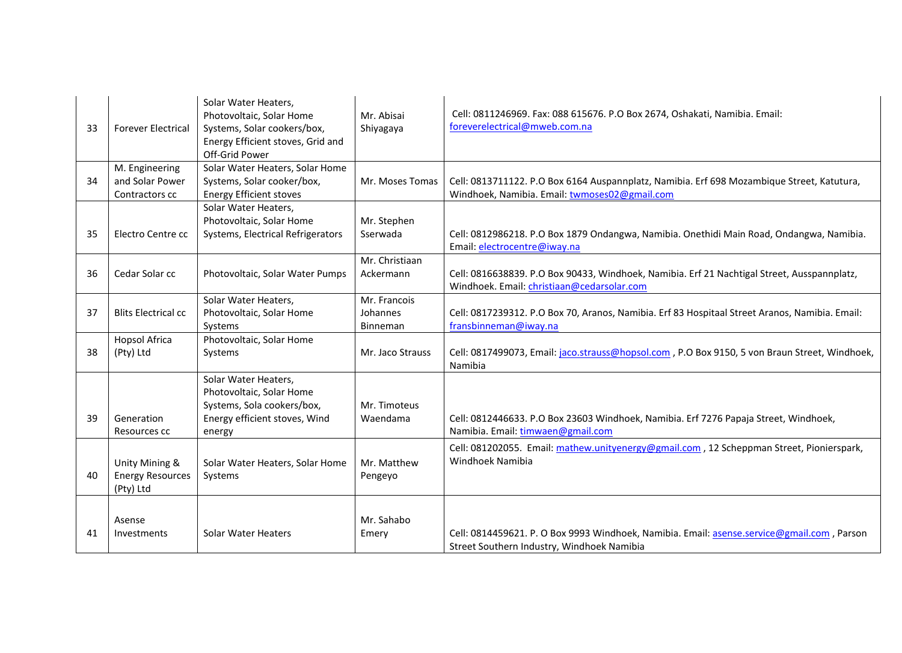| | | | | |
|---|---|---|---|---|
| 33 | Forever Electrical | Solar Water Heaters, Photovoltaic, Solar Home Systems, Solar cookers/box, Energy Efficient stoves, Grid and Off-Grid Power | Mr. Abisai Shiyagaya | Cell: 0811246969. Fax: 088 615676. P.O Box 2674, Oshakati, Namibia. Email: foreverelectrical@mweb.com.na |
| 34 | M. Engineering and Solar Power Contractors cc | Solar Water Heaters, Solar Home Systems, Solar cooker/box, Energy Efficient stoves | Mr. Moses Tomas | Cell: 0813711122. P.O Box 6164 Auspannplatz, Namibia. Erf 698 Mozambique Street, Katutura, Windhoek, Namibia. Email: twmoses02@gmail.com |
| 35 | Electro Centre cc | Solar Water Heaters, Photovoltaic, Solar Home Systems, Electrical Refrigerators | Mr. Stephen Sserwada | Cell: 0812986218. P.O Box 1879 Ondangwa, Namibia. Onethidi Main Road, Ondangwa, Namibia. Email: electrocentre@iway.na |
| 36 | Cedar Solar cc | Photovoltaic, Solar Water Pumps | Mr. Christiaan Ackermann | Cell: 0816638839. P.O Box 90433, Windhoek, Namibia. Erf 21 Nachtigal Street, Ausspannplatz, Windhoek. Email: christiaan@cedarsolar.com |
| 37 | Blits Electrical cc | Solar Water Heaters, Photovoltaic, Solar Home Systems | Mr. Francois Johannes Binneman | Cell: 0817239312. P.O Box 70, Aranos, Namibia. Erf 83 Hospitaal Street Aranos, Namibia. Email: fransbinneman@iway.na |
| 38 | Hopsol Africa (Pty) Ltd | Photovoltaic, Solar Home Systems | Mr. Jaco Strauss | Cell: 0817499073, Email: jaco.strauss@hopsol.com , P.O Box 9150, 5 von Braun Street, Windhoek, Namibia |
| 39 | Generation Resources cc | Solar Water Heaters, Photovoltaic, Solar Home Systems, Sola cookers/box, Energy efficient stoves, Wind energy | Mr. Timoteus Waendama | Cell: 0812446633. P.O Box 23603 Windhoek, Namibia. Erf 7276 Papaja Street, Windhoek, Namibia. Email: timwaen@gmail.com |
| 40 | Unity Mining & Energy Resources (Pty) Ltd | Solar Water Heaters, Solar Home Systems | Mr. Matthew Pengeyo | Cell: 081202055. Email: mathew.unityenergy@gmail.com , 12 Scheppman Street, Pionierspark, Windhoek Namibia |
| 41 | Asense Investments | Solar Water Heaters | Mr. Sahabo Emery | Cell: 0814459621. P. O Box 9993 Windhoek, Namibia. Email: asense.service@gmail.com , Parson Street Southern Industry, Windhoek Namibia |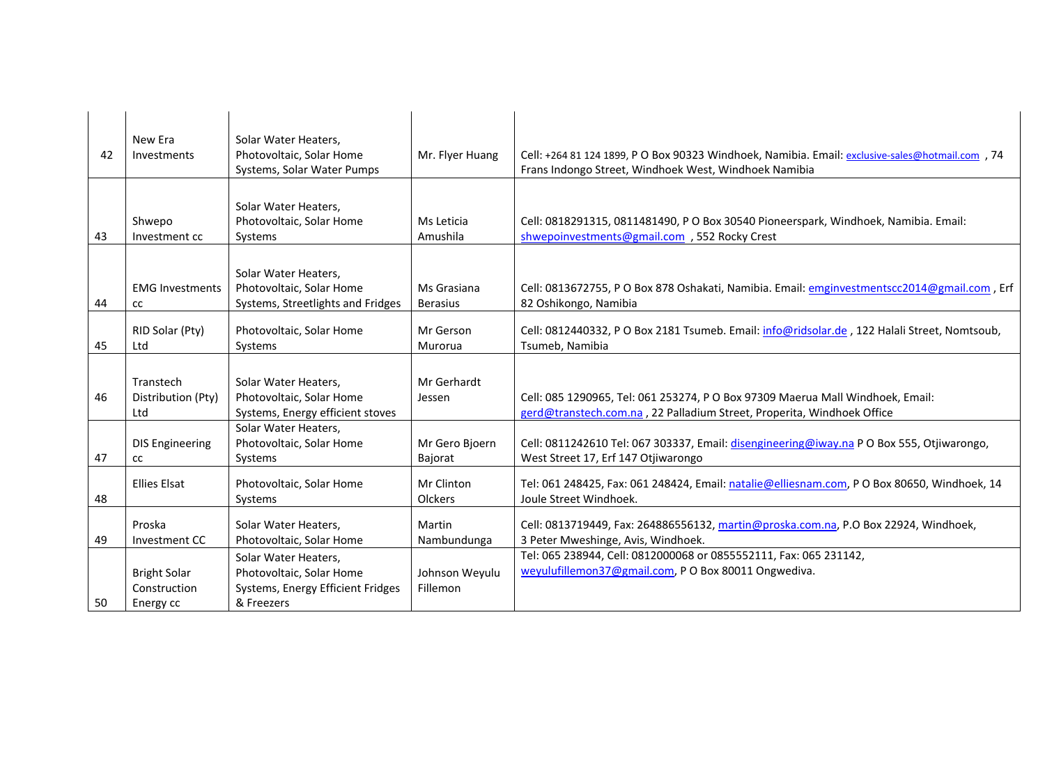| | | | | |
|---|---|---|---|---|
| 42 | New Era Investments | Solar Water Heaters, Photovoltaic, Solar Home Systems, Solar Water Pumps | Mr. Flyer Huang | Cell: +264 81 124 1899, P O Box 90323 Windhoek, Namibia. Email: exclusive-sales@hotmail.com , 74 Frans Indongo Street, Windhoek West, Windhoek Namibia |
| 43 | Shwepo Investment cc | Solar Water Heaters, Photovoltaic, Solar Home Systems | Ms Leticia Amushila | Cell: 0818291315, 0811481490, P O Box 30540 Pioneerspark, Windhoek, Namibia. Email: shwepoinvestments@gmail.com , 552 Rocky Crest |
| 44 | EMG Investments cc | Solar Water Heaters, Photovoltaic, Solar Home Systems, Streetlights and Fridges | Ms Grasiana Berasius | Cell: 0813672755, P O Box 878 Oshakati, Namibia. Email: emginvestmentscc2014@gmail.com , Erf 82 Oshikongo, Namibia |
| 45 | RID Solar (Pty) Ltd | Photovoltaic, Solar Home Systems | Mr Gerson Murorua | Cell: 0812440332, P O Box 2181 Tsumeb. Email: info@ridsolar.de , 122 Halali Street, Nomtsoub, Tsumeb, Namibia |
| 46 | Transtech Distribution (Pty) Ltd | Solar Water Heaters, Photovoltaic, Solar Home Systems, Energy efficient stoves | Mr Gerhardt Jessen | Cell: 085 1290965, Tel: 061 253274, P O Box 97309 Maerua Mall Windhoek, Email: gerd@transtech.com.na , 22 Palladium Street, Properita, Windhoek Office |
| 47 | DIS Engineering cc | Solar Water Heaters, Photovoltaic, Solar Home Systems | Mr Gero Bjoern Bajorat | Cell: 0811242610 Tel: 067 303337, Email: disengineering@iway.na P O Box 555, Otjiwarongo, West Street 17, Erf 147 Otjiwarongo |
| 48 | Ellies Elsat | Photovoltaic, Solar Home Systems | Mr Clinton Olckers | Tel: 061 248425, Fax: 061 248424, Email: natalie@elliesnam.com, P O Box 80650, Windhoek, 14 Joule Street Windhoek. |
| 49 | Proska Investment CC | Solar Water Heaters, Photovoltaic, Solar Home | Martin Nambundunga | Cell: 0813719449, Fax: 264886556132, martin@proska.com.na, P.O Box 22924, Windhoek, 3 Peter Mweshinge, Avis, Windhoek. |
| 50 | Bright Solar Construction Energy cc | Solar Water Heaters, Photovoltaic, Solar Home Systems, Energy Efficient Fridges & Freezers | Johnson Weyulu Fillemon | Tel: 065 238944, Cell: 0812000068 or 0855552111, Fax: 065 231142, weyulufillemon37@gmail.com, P O Box 80011 Ongwediva. |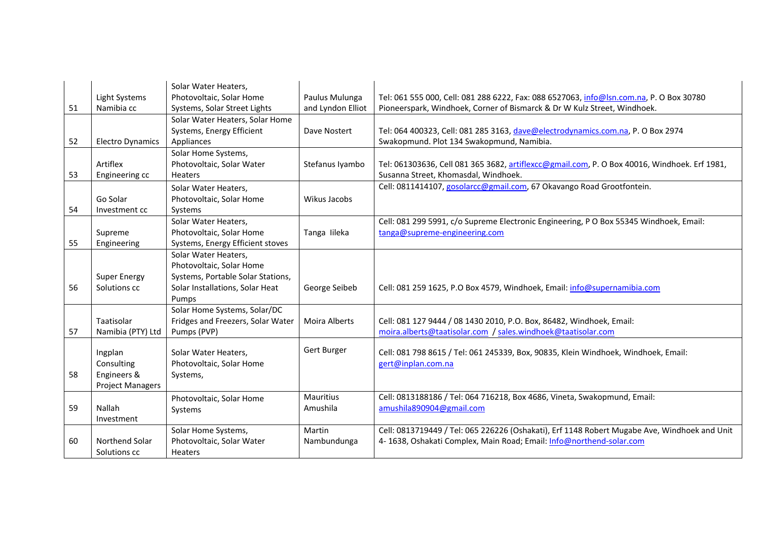| 51 | Light Systems Namibia cc | Solar Water Heaters, Photovoltaic, Solar Home Systems, Solar Street Lights | Paulus Mulunga and Lyndon Elliot | Tel: 061 555 000, Cell: 081 288 6222, Fax: 088 6527063, info@lsn.com.na, P. O Box 30780 Pioneerspark, Windhoek, Corner of Bismarck & Dr W Kulz Street, Windhoek. |
|---|---|---|---|---|
| 52 | Electro Dynamics | Solar Water Heaters, Solar Home Systems, Energy Efficient Appliances | Dave Nostert | Tel: 064 400323, Cell: 081 285 3163, dave@electrodynamics.com.na, P. O Box 2974 Swakopmund. Plot 134 Swakopmund, Namibia. |
| 53 | Artiflex Engineering cc | Solar Home Systems, Photovoltaic, Solar Water Heaters | Stefanus Iyambo | Tel: 061303636, Cell 081 365 3682, artiflexcc@gmail.com, P. O Box 40016, Windhoek. Erf 1981, Susanna Street, Khomasdal, Windhoek. |
| 54 | Go Solar Investment cc | Solar Water Heaters, Photovoltaic, Solar Home Systems | Wikus Jacobs | Cell: 0811414107, gosolarcc@gmail.com, 67 Okavango Road Grootfontein. |
| 55 | Supreme Engineering | Solar Water Heaters, Photovoltaic, Solar Home Systems, Energy Efficient stoves | Tanga Iileka | Cell: 081 299 5991, c/o Supreme Electronic Engineering, P O Box 55345 Windhoek, Email: tanga@supreme-engineering.com |
| 56 | Super Energy Solutions cc | Solar Water Heaters, Photovoltaic, Solar Home Systems, Portable Solar Stations, Solar Installations, Solar Heat Pumps | George Seibeb | Cell: 081 259 1625, P.O Box 4579, Windhoek, Email: info@supernamibia.com |
| 57 | Taatisolar Namibia (PTY) Ltd | Solar Home Systems, Solar/DC Fridges and Freezers, Solar Water Pumps (PVP) | Moira Alberts | Cell: 081 127 9444 / 08 1430 2010, P.O. Box, 86482, Windhoek, Email: moira.alberts@taatisolar.com / sales.windhoek@taatisolar.com |
| 58 | Ingplan Consulting Engineers & Project Managers | Solar Water Heaters, Photovoltaic, Solar Home Systems, | Gert Burger | Cell: 081 798 8615 / Tel: 061 245339, Box, 90835, Klein Windhoek, Windhoek, Email: gert@inplan.com.na |
| 59 | Nallah Investment | Photovoltaic, Solar Home Systems | Mauritius Amushila | Cell: 0813188186 / Tel: 064 716218, Box 4686, Vineta, Swakopmund, Email: amushila890904@gmail.com |
| 60 | Northend Solar Solutions cc | Solar Home Systems, Photovoltaic, Solar Water Heaters | Martin Nambundunga | Cell: 0813719449 / Tel: 065 226226 (Oshakati), Erf 1148 Robert Mugabe Ave, Windhoek and Unit 4- 1638, Oshakati Complex, Main Road; Email: Info@northend-solar.com |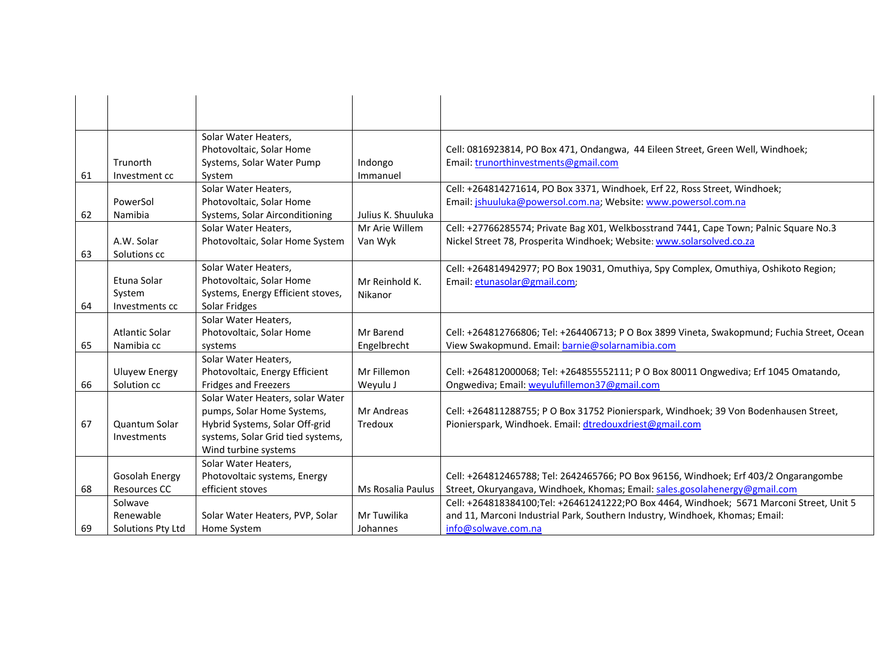| | | | | |
|---|---|---|---|---|
| | | | | |
| 61 | Trunorth Investment cc | Solar Water Heaters, Photovoltaic, Solar Home Systems, Solar Water Pump System | Indongo Immanuel | Cell: 0816923814, PO Box 471, Ondangwa, 44 Eileen Street, Green Well, Windhoek; Email: trunorthinvestments@gmail.com |
| 62 | PowerSol Namibia | Solar Water Heaters, Photovoltaic, Solar Home Systems, Solar Airconditioning | Julius K. Shuuluka | Cell: +264814271614, PO Box 3371, Windhoek, Erf 22, Ross Street, Windhoek; Email: jshuuluka@powersol.com.na; Website: www.powersol.com.na |
| 63 | A.W. Solar Solutions cc | Solar Water Heaters, Photovoltaic, Solar Home System | Mr Arie Willem Van Wyk | Cell: +27766285574; Private Bag X01, Welkbosstrand 7441, Cape Town; Palnic Square No.3 Nickel Street 78, Prosperita Windhoek; Website: www.solarsolved.co.za |
| 64 | Etuna Solar System Investments cc | Solar Water Heaters, Photovoltaic, Solar Home Systems, Energy Efficient stoves, Solar Fridges | Mr Reinhold K. Nikanor | Cell: +264814942977; PO Box 19031, Omuthiya, Spy Complex, Omuthiya, Oshikoto Region; Email: etunasolar@gmail.com; |
| 65 | Atlantic Solar Namibia cc | Solar Water Heaters, Photovoltaic, Solar Home systems | Mr Barend Engelbrecht | Cell: +264812766806; Tel: +264406713; P O Box 3899 Vineta, Swakopmund; Fuchia Street, Ocean View Swakopmund. Email: barnie@solarnamibia.com |
| 66 | Uluyew Energy Solution cc | Solar Water Heaters, Photovoltaic, Energy Efficient Fridges and Freezers | Mr Fillemon Weyulu J | Cell: +264812000068; Tel: +264855552111; P O Box 80011 Ongwediva; Erf 1045 Omatando, Ongwediva; Email: weyulufillemon37@gmail.com |
| 67 | Quantum Solar Investments | Solar Water Heaters, solar Water pumps, Solar Home Systems, Hybrid Systems, Solar Off-grid systems, Solar Grid tied systems, Wind turbine systems | Mr Andreas Tredoux | Cell: +264811288755; P O Box 31752 Pionierspark, Windhoek; 39 Von Bodenhausen Street, Pionierspark, Windhoek. Email: dtredouxdriest@gmail.com |
| 68 | Gosolah Energy Resources CC | Solar Water Heaters, Photovoltaic systems, Energy efficient stoves | Ms Rosalia Paulus | Cell: +264812465788; Tel: 2642465766; PO Box 96156, Windhoek; Erf 403/2 Ongarangombe Street, Okuryangava, Windhoek, Khomas; Email: sales.gosolahenergy@gmail.com |
| 69 | Solwave Renewable Solutions Pty Ltd | Solar Water Heaters, PVP, Solar Home System | Mr Tuwilika Johannes | Cell: +264818384100;Tel: +26461241222;PO Box 4464, Windhoek; 5671 Marconi Street, Unit 5 and 11, Marconi Industrial Park, Southern Industry, Windhoek, Khomas; Email: info@solwave.com.na |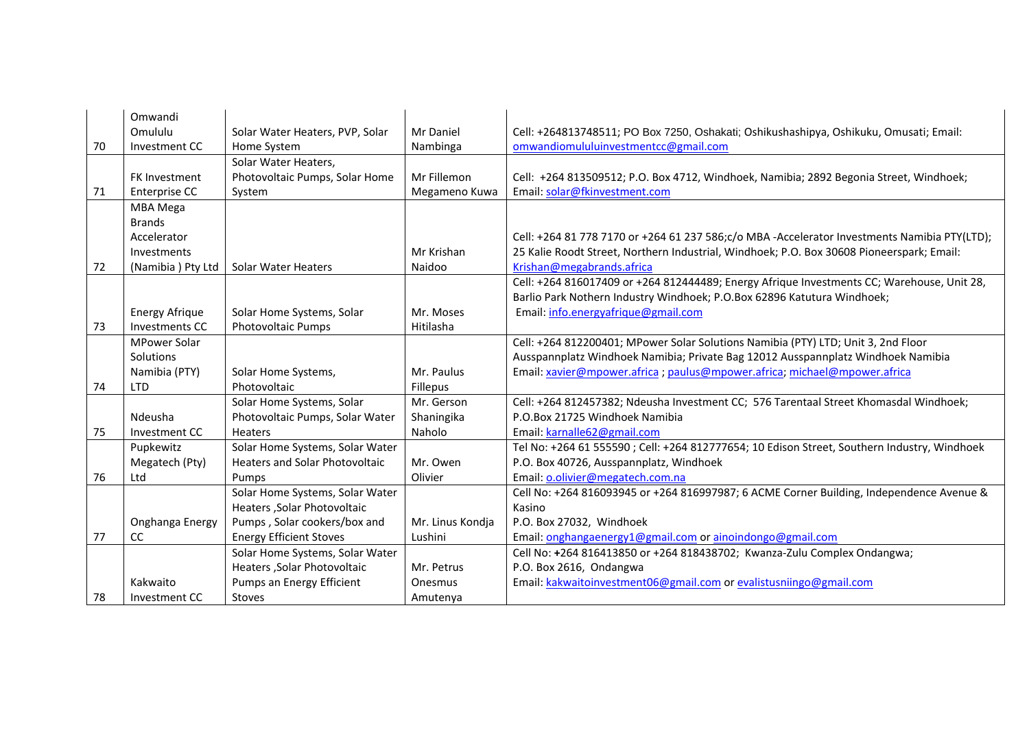| | | | | |
|---|---|---|---|---|
| 70 | Omwandi Omululu Investment CC | Solar Water Heaters, PVP, Solar Home System | Mr Daniel Nambinga | Cell: +264813748511; PO Box 7250, Oshakati; Oshikushashipya, Oshikuku, Omusati; Email: omwandiomululuinvestmentcc@gmail.com |
| 71 | FK Investment Enterprise CC | Solar Water Heaters, Photovoltaic Pumps, Solar Home System | Mr Fillemon Megameno Kuwa | Cell: +264 813509512; P.O. Box 4712, Windhoek, Namibia; 2892 Begonia Street, Windhoek; Email: solar@fkinvestment.com |
| 72 | MBA Mega Brands Accelerator Investments (Namibia ) Pty Ltd | Solar Water Heaters | Mr Krishan Naidoo | Cell: +264 81 778 7170 or +264 61 237 586;c/o MBA -Accelerator Investments Namibia PTY(LTD); 25 Kalie Roodt Street, Northern Industrial, Windhoek; P.O. Box 30608 Pioneerspark; Email: Krishan@megabrands.africa |
| 73 | Energy Afrique Investments CC | Solar Home Systems, Solar Photovoltaic Pumps | Mr. Moses Hitilasha | Cell: +264 816017409 or +264 812444489; Energy Afrique Investments CC; Warehouse, Unit 28, Barlio Park Nothern Industry Windhoek; P.O.Box 62896 Katutura Windhoek; Email: info.energyafrique@gmail.com |
| 74 | MPower Solar Solutions Namibia (PTY) LTD | Solar Home Systems, Photovoltaic | Mr. Paulus Fillepus | Cell: +264 812200401; MPower Solar Solutions Namibia (PTY) LTD; Unit 3, 2nd Floor Ausspannplatz Windhoek Namibia; Private Bag 12012 Ausspannplatz Windhoek Namibia Email: xavier@mpower.africa ; paulus@mpower.africa; michael@mpower.africa |
| 75 | Ndeusha Investment CC | Solar Home Systems, Solar Photovoltaic Pumps, Solar Water Heaters | Mr. Gerson Shaningika Naholo | Cell: +264 812457382; Ndeusha Investment CC; 576 Tarentaal Street Khomasdal Windhoek; P.O.Box 21725 Windhoek Namibia Email: karnalle62@gmail.com |
| 76 | Pupkewitz Megatech (Pty) Ltd | Solar Home Systems, Solar Water Heaters and Solar Photovoltaic Pumps | Mr. Owen Olivier | Tel No: +264 61 555590 ; Cell: +264 812777654; 10 Edison Street, Southern Industry, Windhoek P.O. Box 40726, Ausspannplatz, Windhoek Email: o.olivier@megatech.com.na |
| 77 | Onghanga Energy CC | Solar Home Systems, Solar Water Heaters ,Solar Photovoltaic Pumps , Solar cookers/box and Energy Efficient Stoves | Mr. Linus Kondja Lushini | Cell No: +264 816093945 or +264 816997987; 6 ACME Corner Building, Independence Avenue & Kasino P.O. Box 27032, Windhoek Email: onghangaenergy1@gmail.com or ainoindongo@gmail.com |
| 78 | Kakwaito Investment CC | Solar Home Systems, Solar Water Heaters ,Solar Photovoltaic Pumps an Energy Efficient Stoves | Mr. Petrus Onesmus Amutenya | Cell No: +264 816413850 or +264 818438702; Kwanza-Zulu Complex Ondangwa; P.O. Box 2616, Ondangwa Email: kakwaitoinvestment06@gmail.com or evalistusniingo@gmail.com |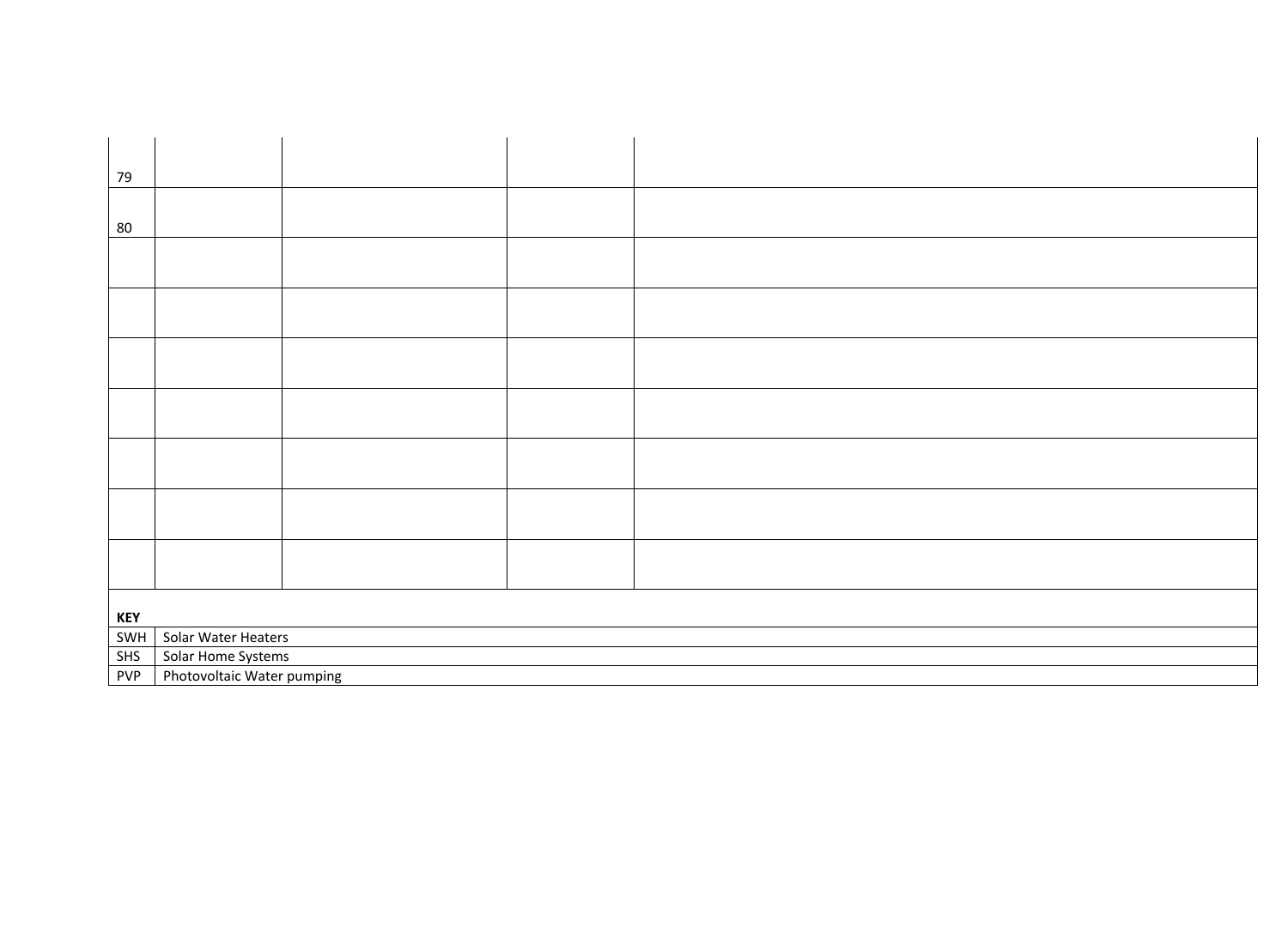| | | | | |
|---|---|---|---|---|
| 79 | | | | |
| 80 | | | | |
| | | | | |
| | | | | |
| | | | | |
| | | | | |
| | | | | |
| | | | | |
| | | | | |

**KEY**

| | |
|---|---|
| SWH | Solar Water Heaters |
| SHS | Solar Home Systems |
| PVP | Photovoltaic Water pumping |